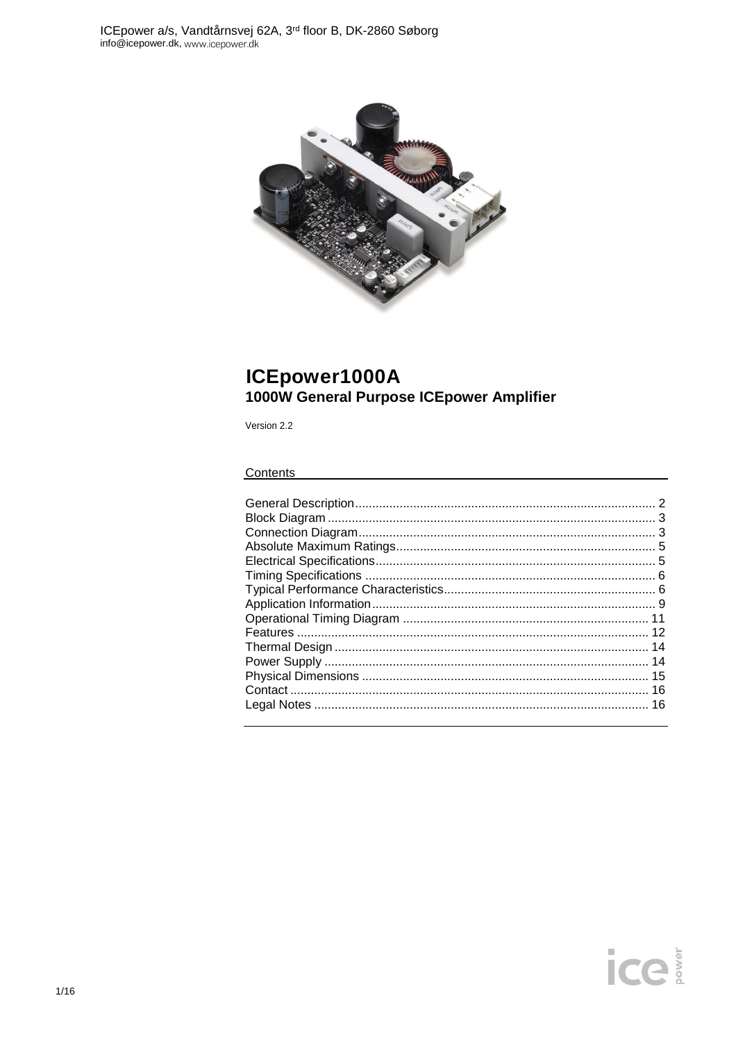ICEpower a/s, Vandtårnsvej 62A, 3rd floor B, DK-2860 Søborg
info@icepower.dk, www.icepower.dk

# ICEpower1000A

## 1000W General Purpose ICEpower Amplifier

Version 2.2

Contents

| | |
|---|---|
| General Description | 2 |
| Block Diagram | 3 |
| Connection Diagram | 3 |
| Absolute Maximum Ratings | 5 |
| Electrical Specifications | 5 |
| Timing Specifications | 6 |
| Typical Performance Characteristics | 6 |
| Application Information | 9 |
| Operational Timing Diagram | 11 |
| Features | 12 |
| Thermal Design | 14 |
| Power Supply | 14 |
| Physical Dimensions | 15 |
| Contact | 16 |
| Legal Notes | 16 |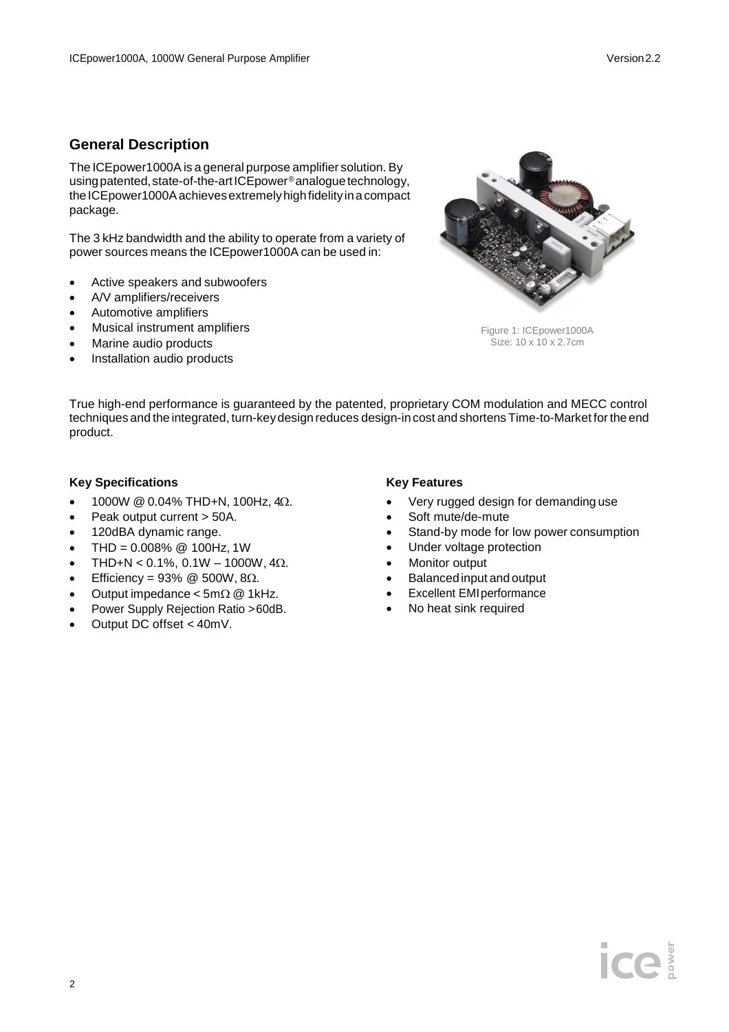## General Description

The ICEpower1000A is a general purpose amplifier solution. By using patented, state-of-the-art ICEpower® analogue technology, the ICEpower1000A achieves extremely high fidelity in a compact package.

The 3 kHz bandwidth and the ability to operate from a variety of power sources means the ICEpower1000A can be used in:

- Active speakers and subwoofers
- A/V amplifiers/receivers
- Automotive amplifiers
- Musical instrument amplifiers
- Marine audio products
- Installation audio products

Figure 1: ICEpower1000A
Size: 10 x 10 x 2.7cm

True high-end performance is guaranteed by the patented, proprietary COM modulation and MECC control techniques and the integrated, turn-key design reduces design-in cost and shortens Time-to-Market for the end product.

### Key Specifications

- 1000W @ 0.04% THD+N, 100Hz, 4Ω.
- Peak output current > 50A.
- 120dBA dynamic range.
- THD = 0.008% @ 100Hz, 1W
- THD+N < 0.1%, 0.1W – 1000W, 4Ω.
- Efficiency = 93% @ 500W, 8Ω.
- Output impedance < 5mΩ @ 1kHz.
- Power Supply Rejection Ratio >60dB.
- Output DC offset < 40mV.

### Key Features

- Very rugged design for demanding use
- Soft mute/de-mute
- Stand-by mode for low power consumption
- Under voltage protection
- Monitor output
- Balanced input and output
- Excellent EMI performance
- No heat sink required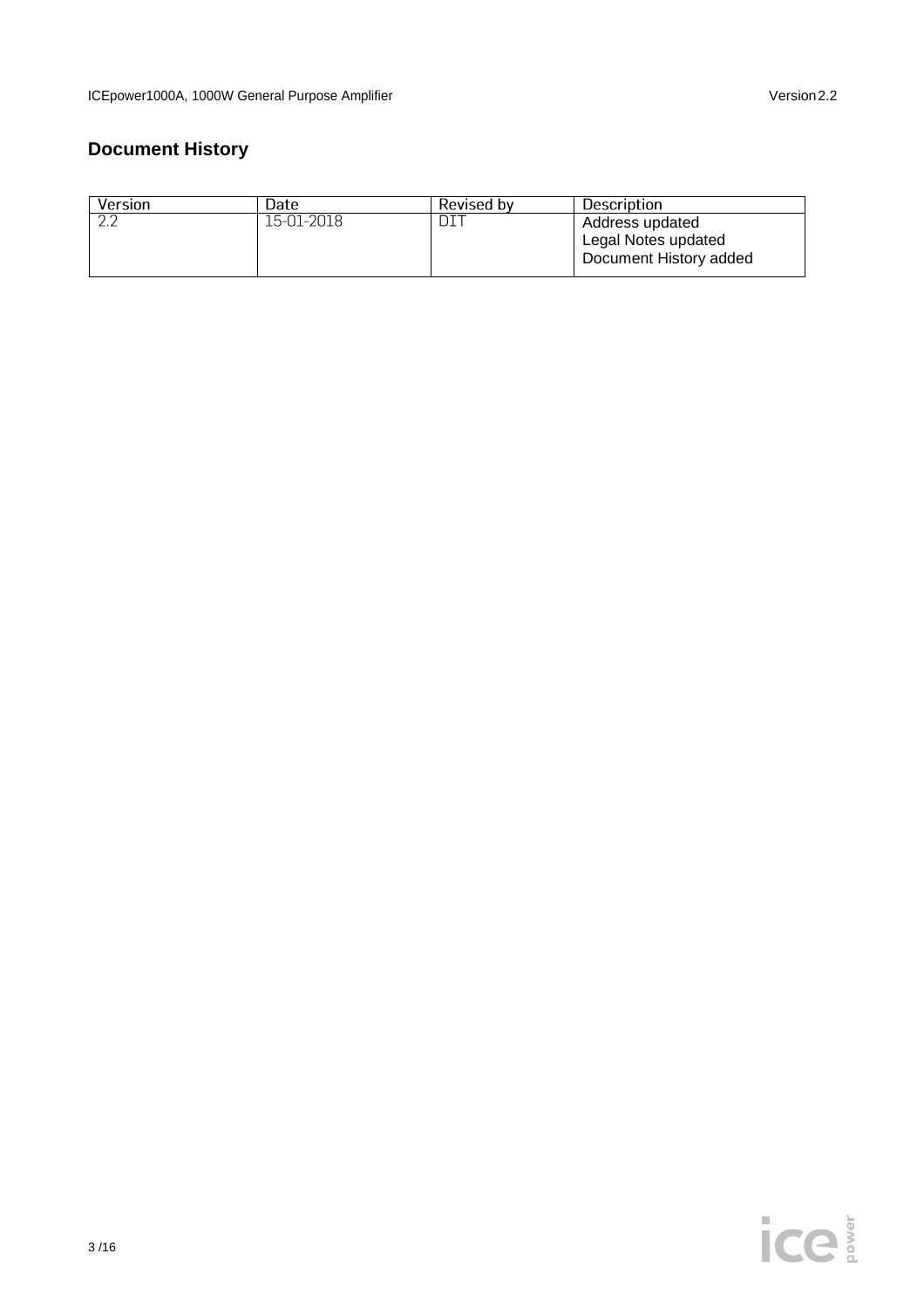## Document History

| Version | Date | Revised by | Description |
| --- | --- | --- | --- |
| 2.2 | 15-01-2018 | DIT | Address updated<br>Legal Notes updated<br>Document History added |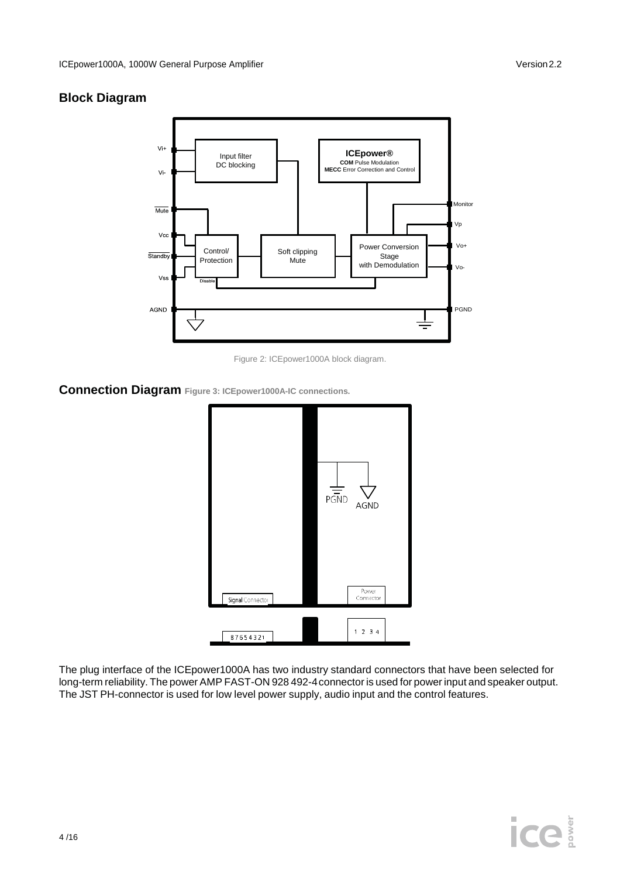## Block Diagram

Figure 2: ICEpower1000A block diagram.

## Connection Diagram

Figure 3: ICEpower1000A-IC connections.

The plug interface of the ICEpower1000A has two industry standard connectors that have been selected for long-term reliability. The power AMP FAST-ON 928 492-4 connector is used for power input and speaker output. The JST PH-connector is used for low level power supply, audio input and the control features.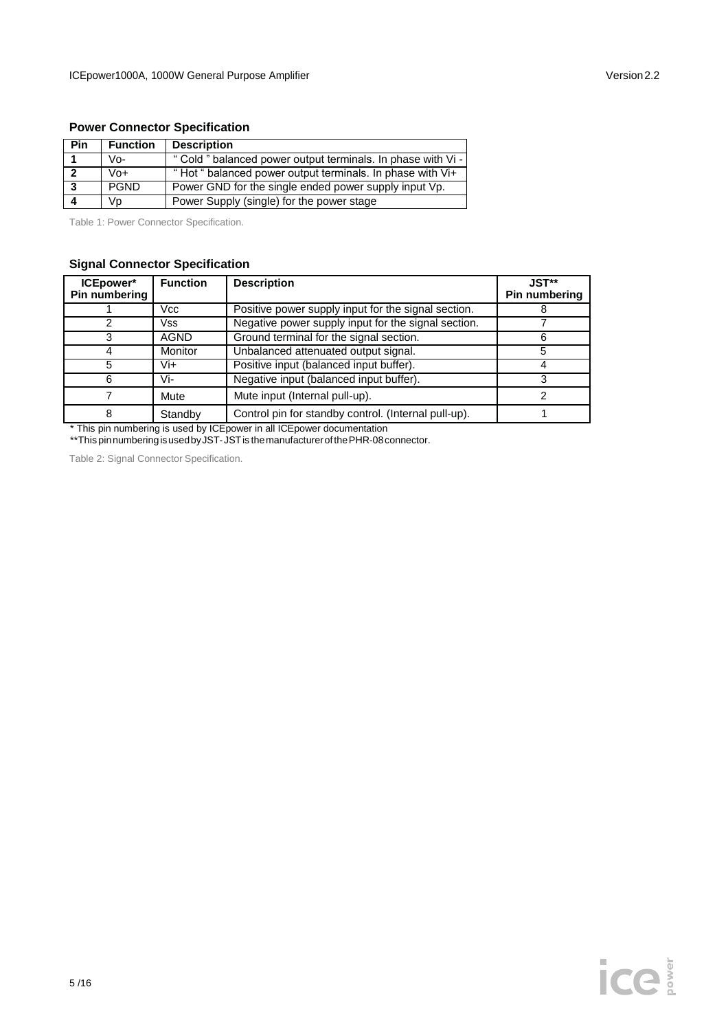### Power Connector Specification

| Pin | Function | Description |
|---|---|---|
| **1** | Vo- | " Cold " balanced power output terminals. In phase with Vi - |
| **2** | Vo+ | " Hot " balanced power output terminals. In phase with Vi+ |
| **3** | PGND | Power GND for the single ended power supply input Vp. |
| **4** | Vp | Power Supply (single) for the power stage |

Table 1: Power Connector Specification.

### Signal Connector Specification

| ICEpower* Pin numbering | Function | Description | JST** Pin numbering |
|---|---|---|---|
| 1 | Vcc | Positive power supply input for the signal section. | 8 |
| 2 | Vss | Negative power supply input for the signal section. | 7 |
| 3 | AGND | Ground terminal for the signal section. | 6 |
| 4 | Monitor | Unbalanced attenuated output signal. | 5 |
| 5 | Vi+ | Positive input (balanced input buffer). | 4 |
| 6 | Vi- | Negative input (balanced input buffer). | 3 |
| 7 | Mute | Mute input (Internal pull-up). | 2 |
| 8 | Standby | Control pin for standby control. (Internal pull-up). | 1 |

\* This pin numbering is used by ICEpower in all ICEpower documentation

\*\*This pin numbering is used by JST- JST is the manufacturer of the PHR-08 connector.

Table 2: Signal Connector Specification.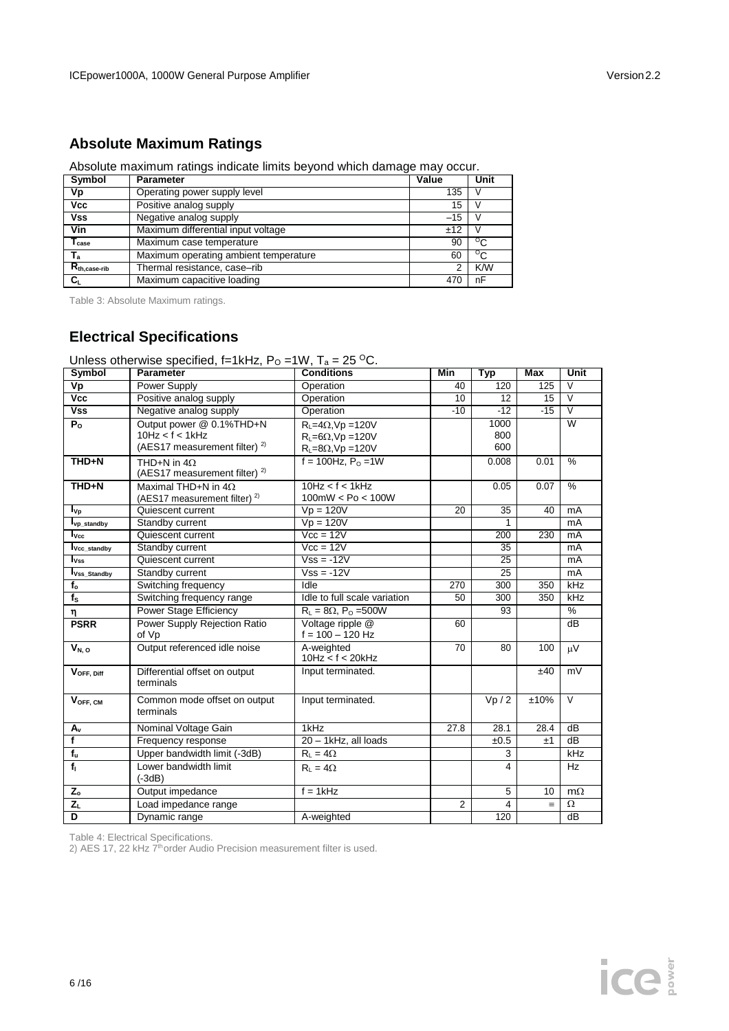## Absolute Maximum Ratings

Absolute maximum ratings indicate limits beyond which damage may occur.

| Symbol | Parameter | Value | Unit |
|---|---|---|---|
| Vp | Operating power supply level | 135 | V |
| Vcc | Positive analog supply | 15 | V |
| Vss | Negative analog supply | –15 | V |
| Vin | Maximum differential input voltage | ±12 | V |
| $T_{case}$ | Maximum case temperature | 90 | $^oC$ |
| $T_a$ | Maximum operating ambient temperature | 60 | $^oC$ |
| $R_{th,case-rib}$ | Thermal resistance, case–rib | 2 | K/W |
| $C_L$ | Maximum capacitive loading | 470 | nF |

Table 3: Absolute Maximum ratings.

## Electrical Specifications

Unless otherwise specified, f=1kHz, $P_O$ =1W, $T_a$ = 25 $^oC$.

| Symbol | Parameter | Conditions | Min | Typ | Max | Unit |
|---|---|---|---|---|---|---|
| Vp | Power Supply | Operation | 40 | 120 | 125 | V |
| Vcc | Positive analog supply | Operation | 10 | 12 | 15 | V |
| Vss | Negative analog supply | Operation | -10 | -12 | -15 | V |
| $P_O$ | Output power @ 0.1%THD+N 10Hz < f < 1kHz (AES17 measurement filter) [2] | $R_L$=4Ω,Vp =120V<br>$R_L$=6Ω,Vp =120V<br>$R_L$=8Ω,Vp =120V | | 1000<br>800<br>600 | | W |
| THD+N | THD+N in 4Ω (AES17 measurement filter) [2] | f = 100Hz, $P_O$ =1W | | 0.008 | 0.01 | % |
| THD+N | Maximal THD+N in 4Ω (AES17 measurement filter) [2] | 10Hz < f < 1kHz<br>100mW < Po < 100W | | 0.05 | 0.07 | % |
| $I_{Vp}$ | Quiescent current | Vp = 120V | 20 | 35 | 40 | mA |
| $I_{vp\_standby}$ | Standby current | Vp = 120V | | 1 | | mA |
| $I_{Vcc}$ | Quiescent current | Vcc = 12V | | 200 | 230 | mA |
| $I_{Vcc\_standby}$ | Standby current | Vcc = 12V | | 35 | | mA |
| $I_{Vss}$ | Quiescent current | Vss = -12V | | 25 | | mA |
| $I_{Vss\_Standby}$ | Standby current | Vss = -12V | | 25 | | mA |
| $f_o$ | Switching frequency | Idle | 270 | 300 | 350 | kHz |
| $f_S$ | Switching frequency range | Idle to full scale variation | 50 | 300 | 350 | kHz |
| η | Power Stage Efficiency | $R_L$ = 8Ω, $P_O$ =500W | | 93 | | % |
| PSRR | Power Supply Rejection Ratio of Vp | Voltage ripple @ f = 100 – 120 Hz | 60 | | | dB |
| $V_{N,O}$ | Output referenced idle noise | A-weighted<br>10Hz < f < 20kHz | 70 | 80 | 100 | μV |
| $V_{OFF,\ Diff}$ | Differential offset on output terminals | Input terminated. | | | ±40 | mV |
| $V_{OFF,\ CM}$ | Common mode offset on output terminals | Input terminated. | | Vp / 2 | ±10% | V |
| $A_v$ | Nominal Voltage Gain | 1kHz | 27.8 | 28.1 | 28.4 | dB |
| f | Frequency response | 20 – 1kHz, all loads | | ±0.5 | ±1 | dB |
| $f_u$ | Upper bandwidth limit (-3dB) | $R_L$ = 4Ω | | 3 | | kHz |
| $f_l$ | Lower bandwidth limit (-3dB) | $R_L$ = 4Ω | | 4 | | Hz |
| $Z_o$ | Output impedance | f = 1kHz | | 5 | 10 | mΩ |
| $Z_L$ | Load impedance range | | 2 | 4 | ∞ | Ω |
| D | Dynamic range | A-weighted | | 120 | | dB |

Table 4: Electrical Specifications.

2) AES 17, 22 kHz 7th order Audio Precision measurement filter is used.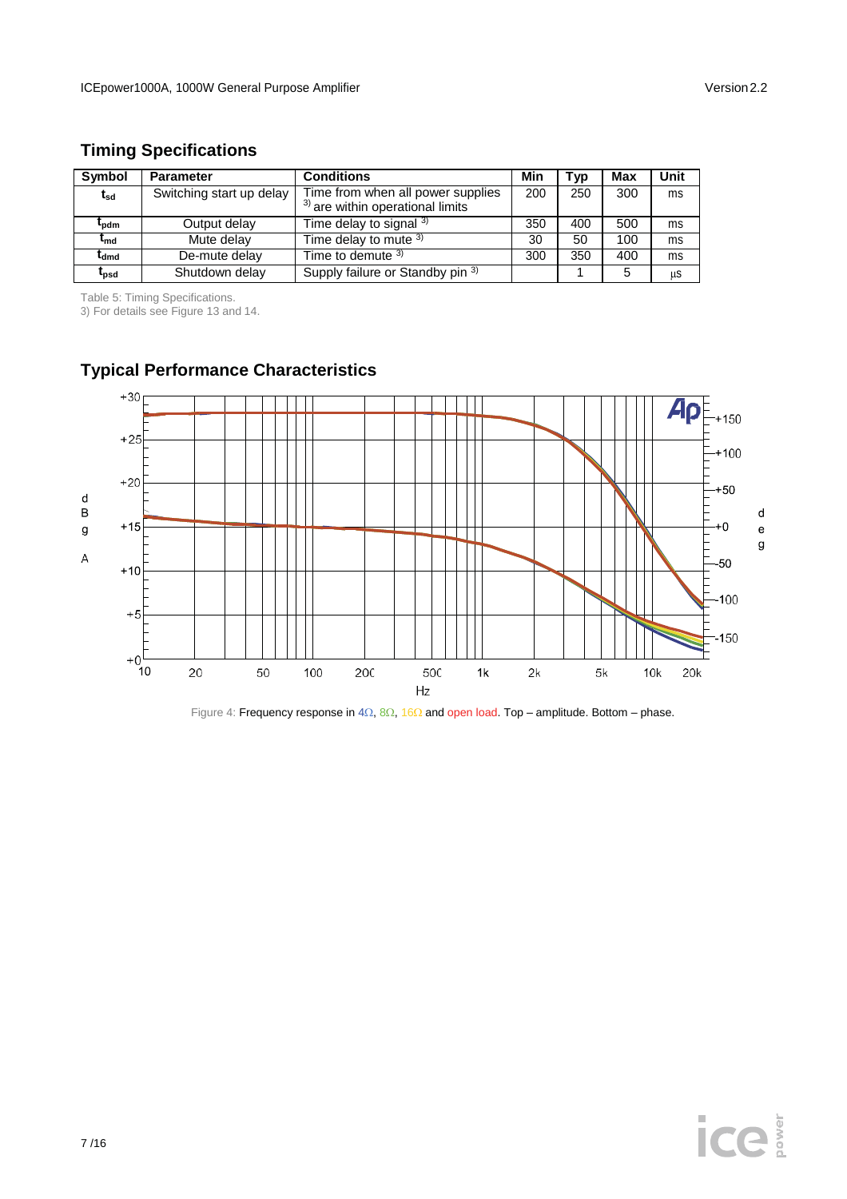## Timing Specifications

| Symbol | Parameter | Conditions | Min | Typ | Max | Unit |
|---|---|---|---|---|---|---|
| $t_{sd}$ | Switching start up delay | Time from when all power supplies [3] are within operational limits | 200 | 250 | 300 | ms |
| $t_{pdm}$ | Output delay | Time delay to signal [3] | 350 | 400 | 500 | ms |
| $t_{md}$ | Mute delay | Time delay to mute [3] | 30 | 50 | 100 | ms |
| $t_{dmd}$ | De-mute delay | Time to demute [3] | 300 | 350 | 400 | ms |
| $t_{psd}$ | Shutdown delay | Supply failure or Standby pin [3] | | 1 | 5 | µs |

Table 5: Timing Specifications.
3) For details see Figure 13 and 14.

## Typical Performance Characteristics

Figure 4: Frequency response in 4Ω, 8Ω, 16Ω and open load. Top – amplitude. Bottom – phase.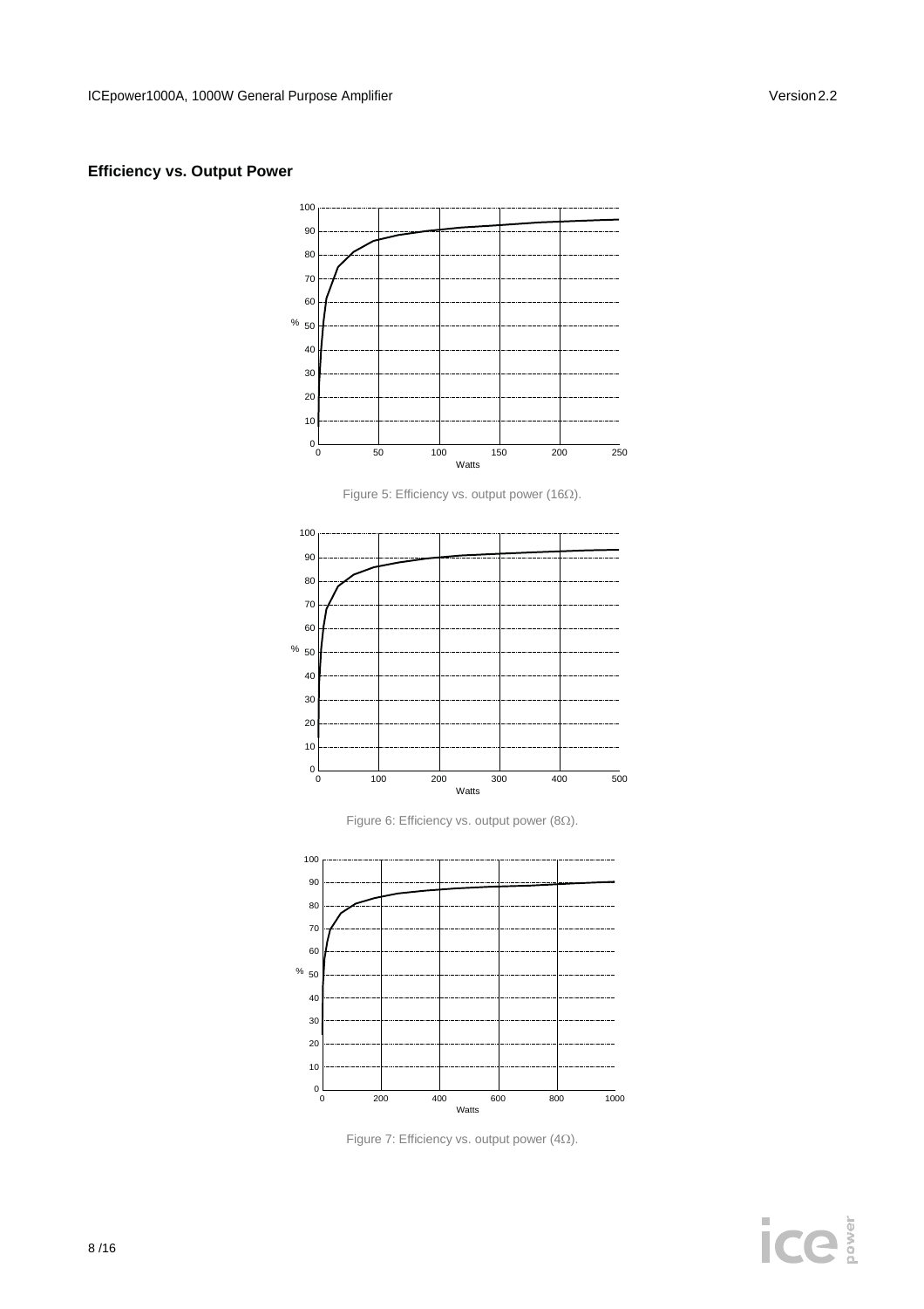## Efficiency vs. Output Power

Figure 5: Efficiency vs. output power (16Ω).

Figure 6: Efficiency vs. output power (8Ω).

Figure 7: Efficiency vs. output power (4Ω).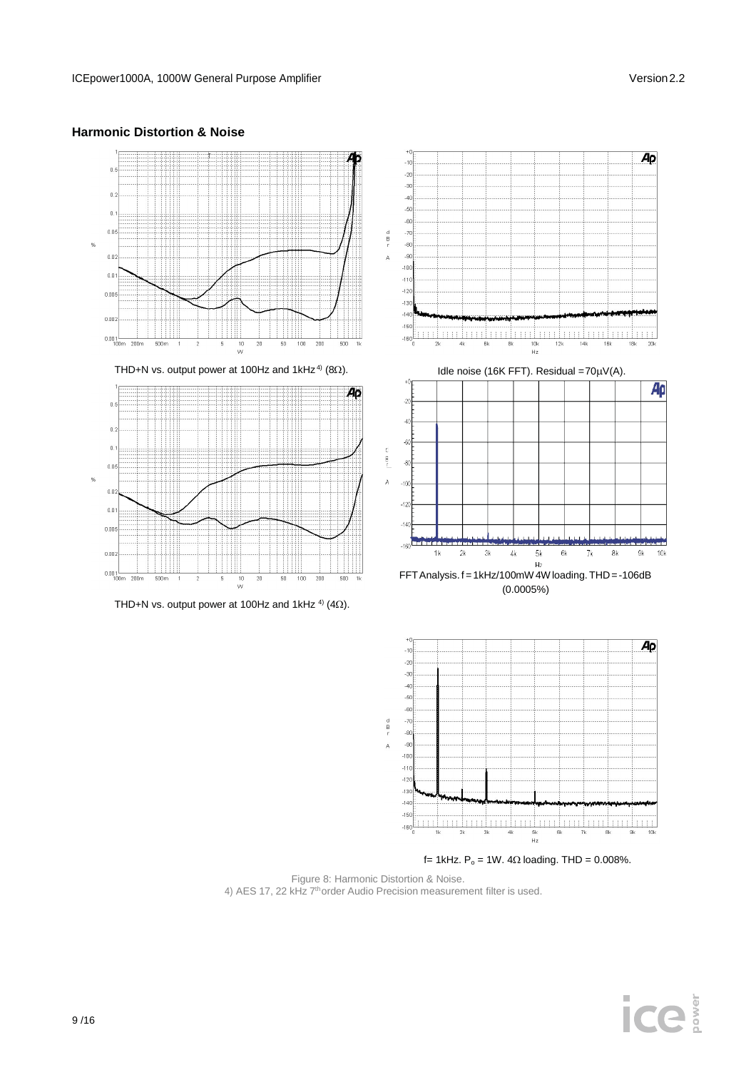## Harmonic Distortion & Noise

THD+N vs. output power at 100Hz and 1kHz [4] (8Ω).

Idle noise (16K FFT). Residual = 70μV(A).

THD+N vs. output power at 100Hz and 1kHz [4] (4Ω).

FFT Analysis. f = 1kHz/100mW 4W loading. THD = -106dB (0.0005%)

f= 1kHz. $P_o$ = 1W. 4Ω loading. THD = 0.008%.

Figure 8: Harmonic Distortion & Noise.
4) AES 17, 22 kHz 7th order Audio Precision measurement filter is used.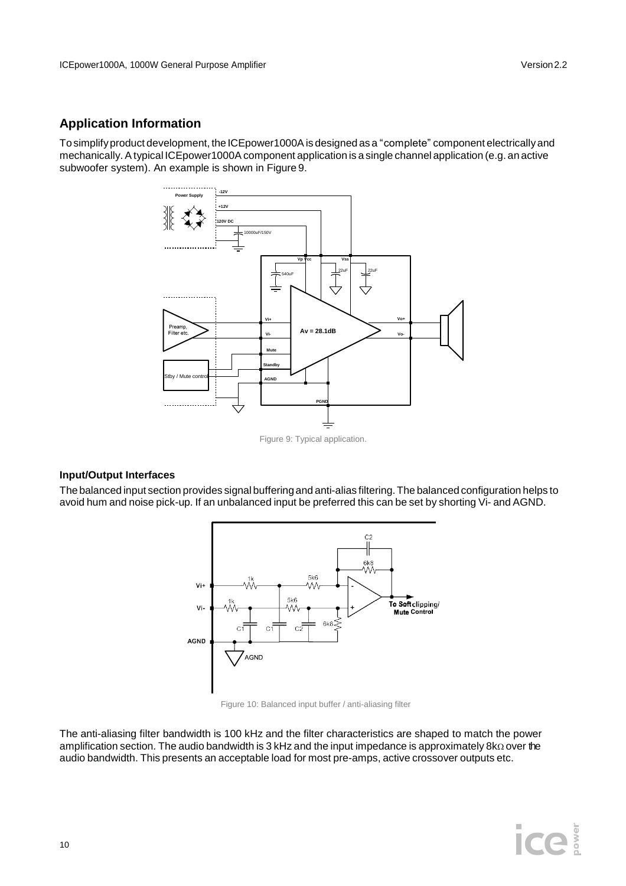## Application Information

To simplify product development, the ICEpower1000A is designed as a "complete" component electrically and mechanically. A typical ICEpower1000A component application is a single channel application (e.g. an active subwoofer system). An example is shown in Figure 9.

Figure 9: Typical application.

### Input/Output Interfaces

The balanced input section provides signal buffering and anti-alias filtering. The balanced configuration helps to avoid hum and noise pick-up. If an unbalanced input be preferred this can be set by shorting Vi- and AGND.

Figure 10: Balanced input buffer / anti-aliasing filter

The anti-aliasing filter bandwidth is 100 kHz and the filter characteristics are shaped to match the power amplification section. The audio bandwidth is 3 kHz and the input impedance is approximately 8kΩ over the audio bandwidth. This presents an acceptable load for most pre-amps, active crossover outputs etc.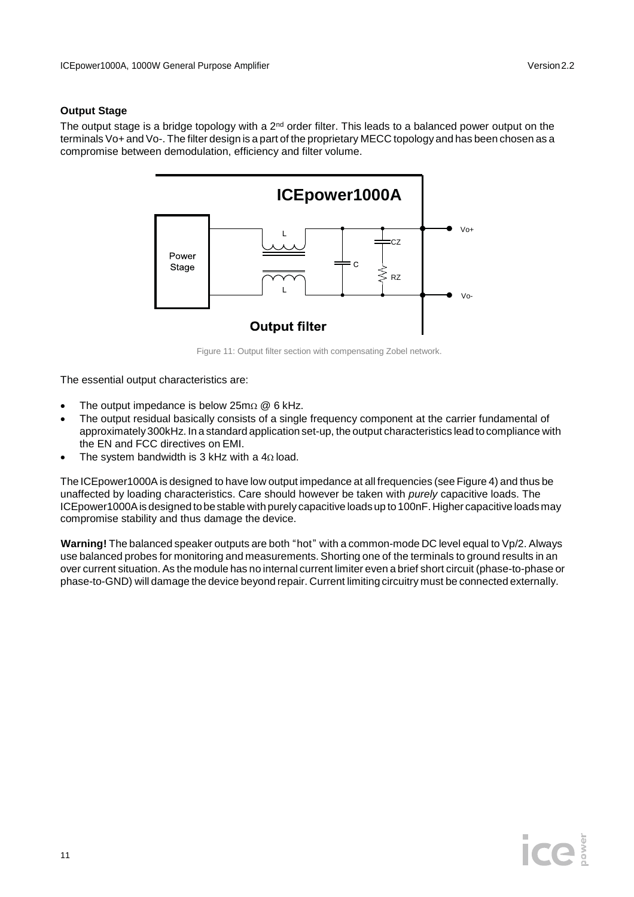### Output Stage

The output stage is a bridge topology with a 2nd order filter. This leads to a balanced power output on the terminals Vo+ and Vo-. The filter design is a part of the proprietary MECC topology and has been chosen as a compromise between demodulation, efficiency and filter volume.

Figure 11: Output filter section with compensating Zobel network.

The essential output characteristics are:

- The output impedance is below 25mΩ @ 6 kHz.
- The output residual basically consists of a single frequency component at the carrier fundamental of approximately 300kHz. In a standard application set-up, the output characteristics lead to compliance with the EN and FCC directives on EMI.
- The system bandwidth is 3 kHz with a 4Ω load.

The ICEpower1000A is designed to have low output impedance at all frequencies (see Figure 4) and thus be unaffected by loading characteristics. Care should however be taken with *purely* capacitive loads. The ICEpower1000A is designed to be stable with purely capacitive loads up to 100nF. Higher capacitive loads may compromise stability and thus damage the device.

**Warning!** The balanced speaker outputs are both "hot" with a common-mode DC level equal to Vp/2. Always use balanced probes for monitoring and measurements. Shorting one of the terminals to ground results in an over current situation. As the module has no internal current limiter even a brief short circuit (phase-to-phase or phase-to-GND) will damage the device beyond repair. Current limiting circuitry must be connected externally.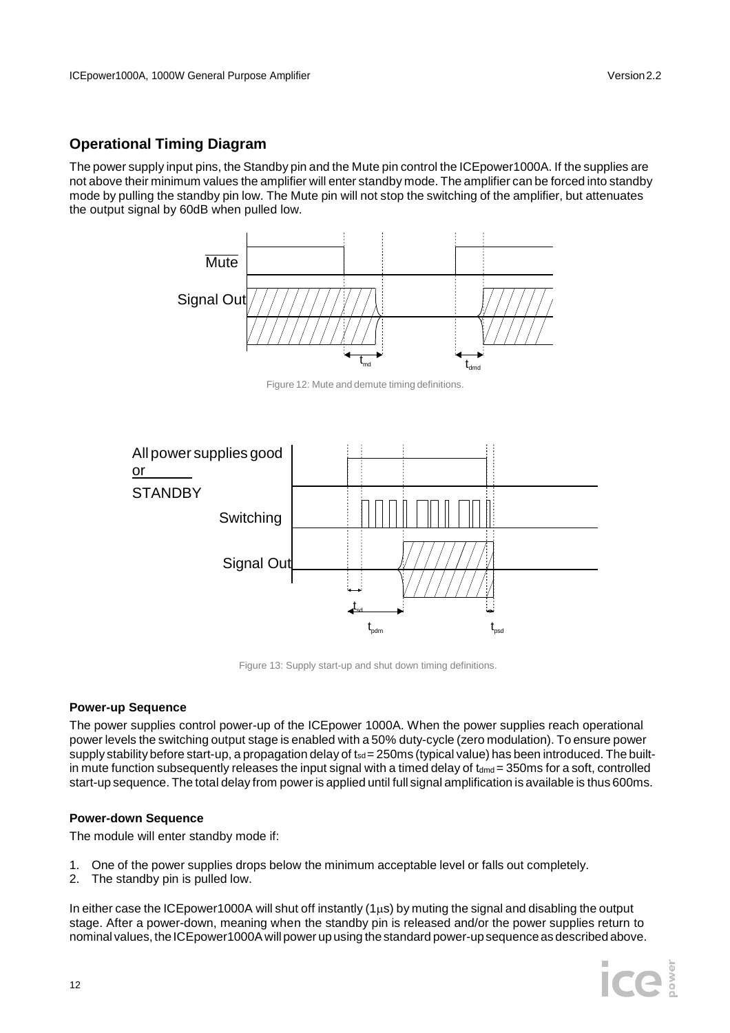## Operational Timing Diagram

The power supply input pins, the Standby pin and the Mute pin control the ICEpower1000A. If the supplies are not above their minimum values the amplifier will enter standby mode. The amplifier can be forced into standby mode by pulling the standby pin low. The Mute pin will not stop the switching of the amplifier, but attenuates the output signal by 60dB when pulled low.

Figure 12: Mute and demute timing definitions.

Figure 13: Supply start-up and shut down timing definitions.

### Power-up Sequence

The power supplies control power-up of the ICEpower 1000A. When the power supplies reach operational power levels the switching output stage is enabled with a 50% duty-cycle (zero modulation). To ensure power supply stability before start-up, a propagation delay of $t_{sd}$ = 250ms (typical value) has been introduced. The built-in mute function subsequently releases the input signal with a timed delay of $t_{dmd}$ = 350ms for a soft, controlled start-up sequence. The total delay from power is applied until full signal amplification is available is thus 600ms.

### Power-down Sequence

The module will enter standby mode if:

1. One of the power supplies drops below the minimum acceptable level or falls out completely.
2. The standby pin is pulled low.

In either case the ICEpower1000A will shut off instantly (1μs) by muting the signal and disabling the output stage. After a power-down, meaning when the standby pin is released and/or the power supplies return to nominal values, the ICEpower1000A will power up using the standard power-up sequence as described above.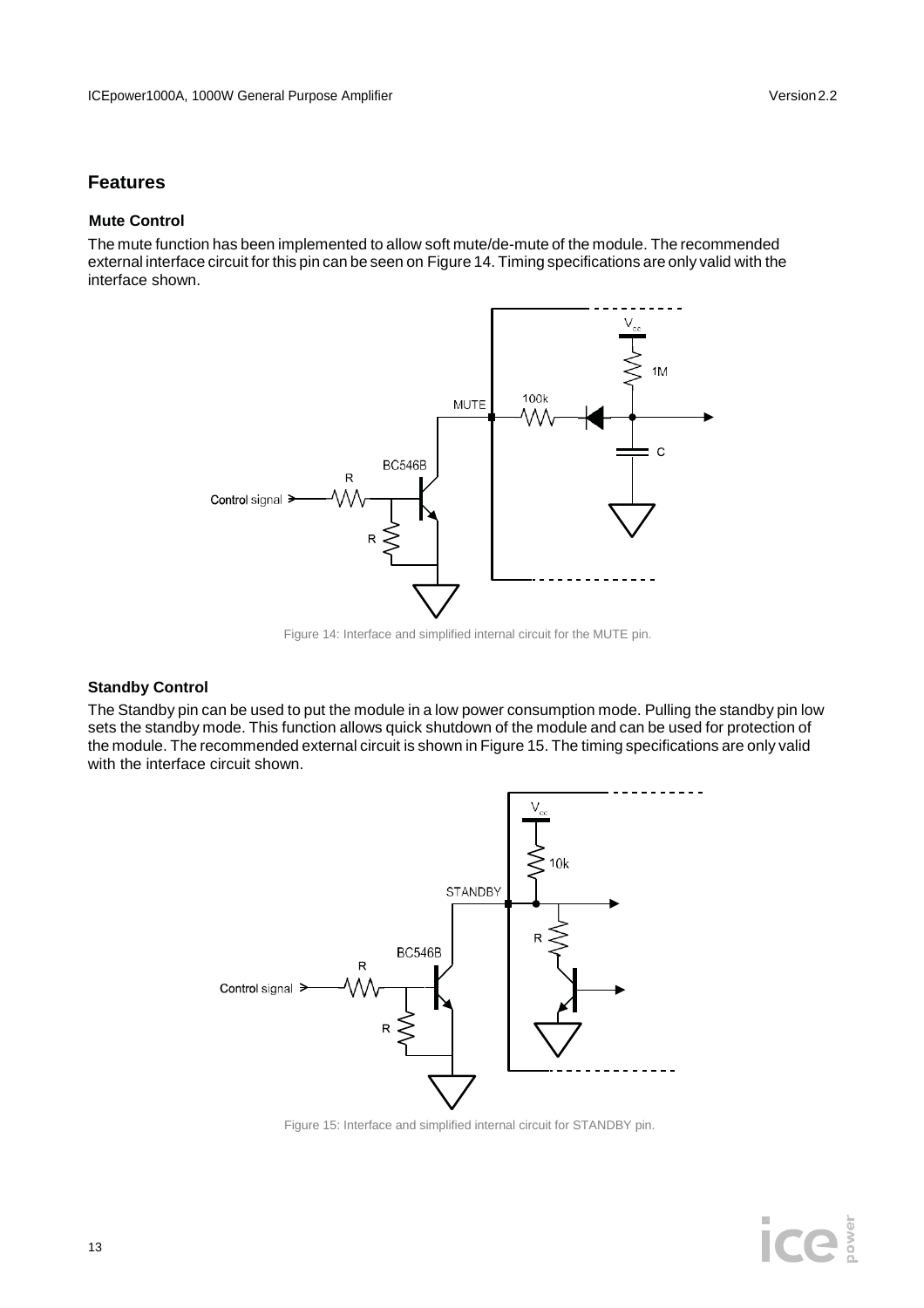## Features

### Mute Control

The mute function has been implemented to allow soft mute/de-mute of the module. The recommended external interface circuit for this pin can be seen on Figure 14. Timing specifications are only valid with the interface shown.

Figure 14: Interface and simplified internal circuit for the MUTE pin.

### Standby Control

The Standby pin can be used to put the module in a low power consumption mode. Pulling the standby pin low sets the standby mode. This function allows quick shutdown of the module and can be used for protection of the module. The recommended external circuit is shown in Figure 15. The timing specifications are only valid with the interface circuit shown.

Figure 15: Interface and simplified internal circuit for STANDBY pin.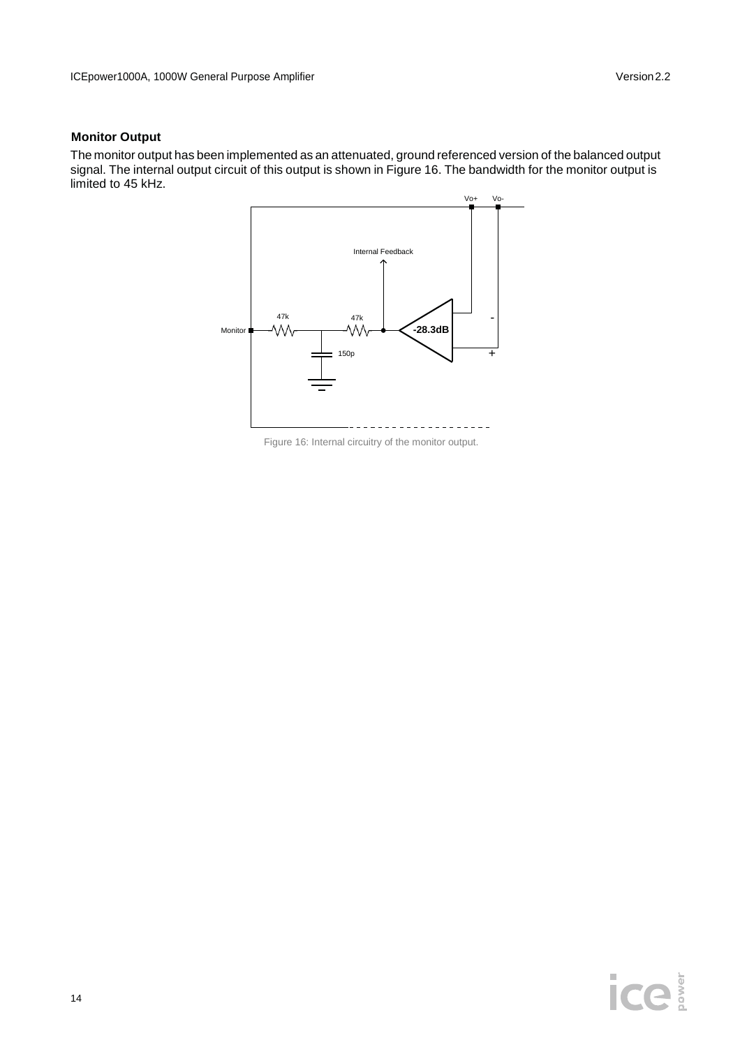## Monitor Output

The monitor output has been implemented as an attenuated, ground referenced version of the balanced output signal. The internal output circuit of this output is shown in Figure 16. The bandwidth for the monitor output is limited to 45 kHz.

Figure 16: Internal circuitry of the monitor output.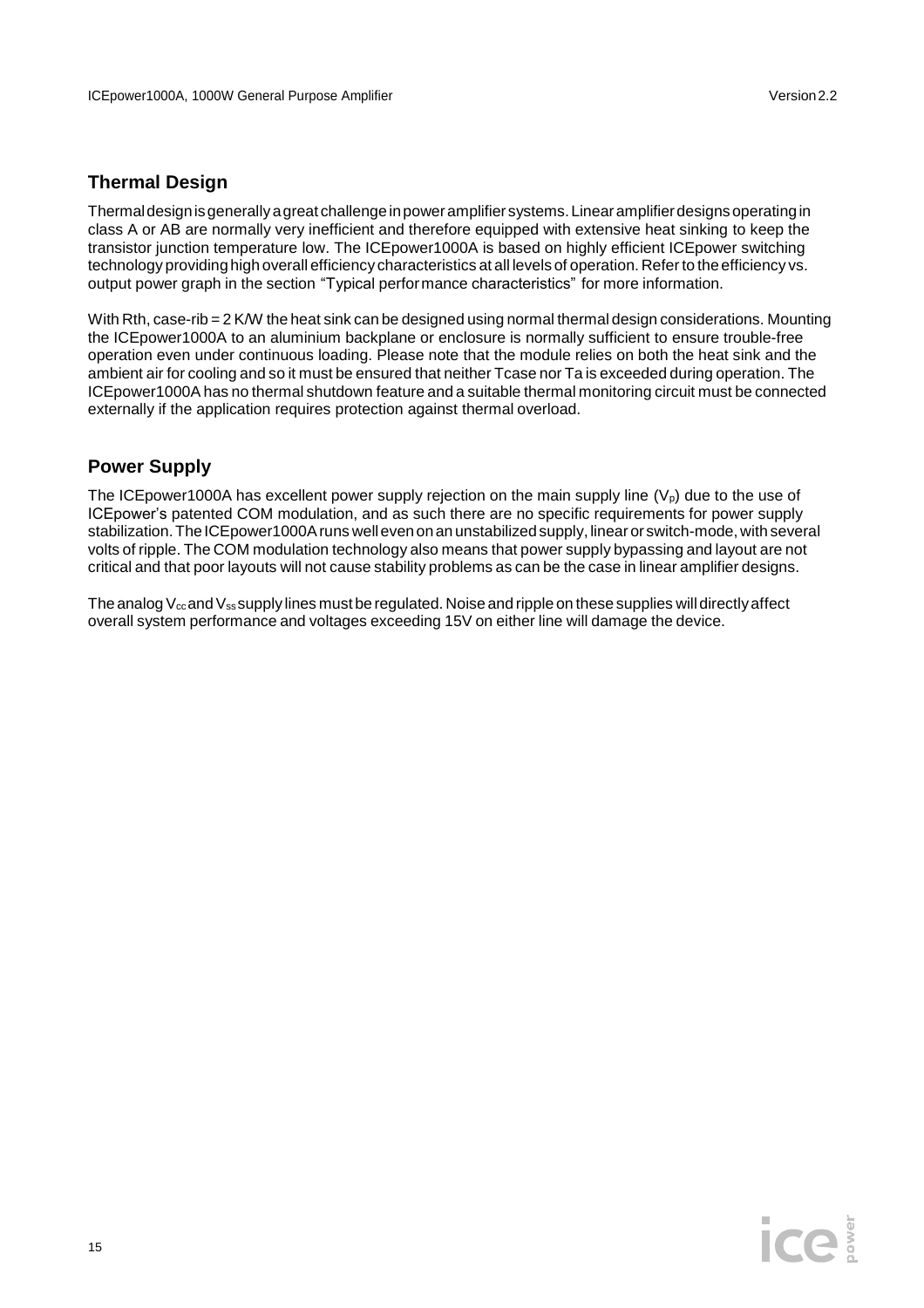## Thermal Design

Thermal design is generally a great challenge in power amplifier systems. Linear amplifier designs operating in class A or AB are normally very inefficient and therefore equipped with extensive heat sinking to keep the transistor junction temperature low. The ICEpower1000A is based on highly efficient ICEpower switching technology providing high overall efficiency characteristics at all levels of operation. Refer to the efficiency vs. output power graph in the section "Typical performance characteristics" for more information.

With Rth, case-rib = 2 K/W the heat sink can be designed using normal thermal design considerations. Mounting the ICEpower1000A to an aluminium backplane or enclosure is normally sufficient to ensure trouble-free operation even under continuous loading. Please note that the module relies on both the heat sink and the ambient air for cooling and so it must be ensured that neither Tcase nor Ta is exceeded during operation. The ICEpower1000A has no thermal shutdown feature and a suitable thermal monitoring circuit must be connected externally if the application requires protection against thermal overload.

## Power Supply

The ICEpower1000A has excellent power supply rejection on the main supply line ($V_p$) due to the use of ICEpower's patented COM modulation, and as such there are no specific requirements for power supply stabilization. The ICEpower1000A runs well even on an unstabilized supply, linear or switch-mode, with several volts of ripple. The COM modulation technology also means that power supply bypassing and layout are not critical and that poor layouts will not cause stability problems as can be the case in linear amplifier designs.

The analog $V_{cc}$ and $V_{ss}$ supply lines must be regulated. Noise and ripple on these supplies will directly affect overall system performance and voltages exceeding 15V on either line will damage the device.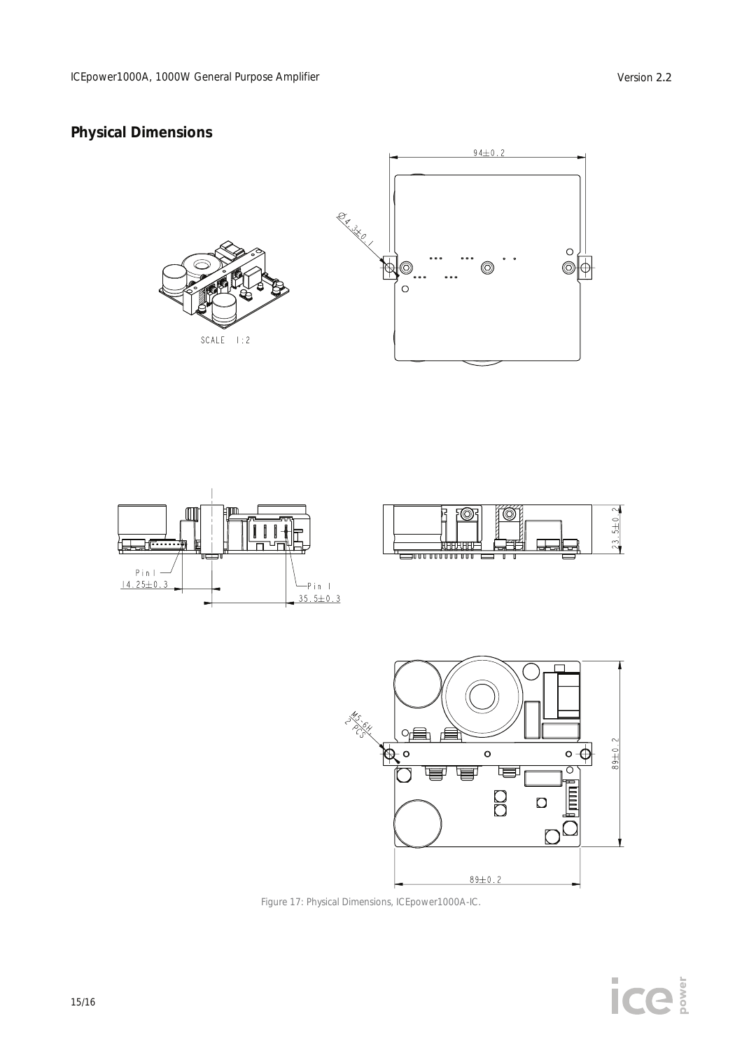## Physical Dimensions

Figure 17: Physical Dimensions, ICEpower1000A-IC.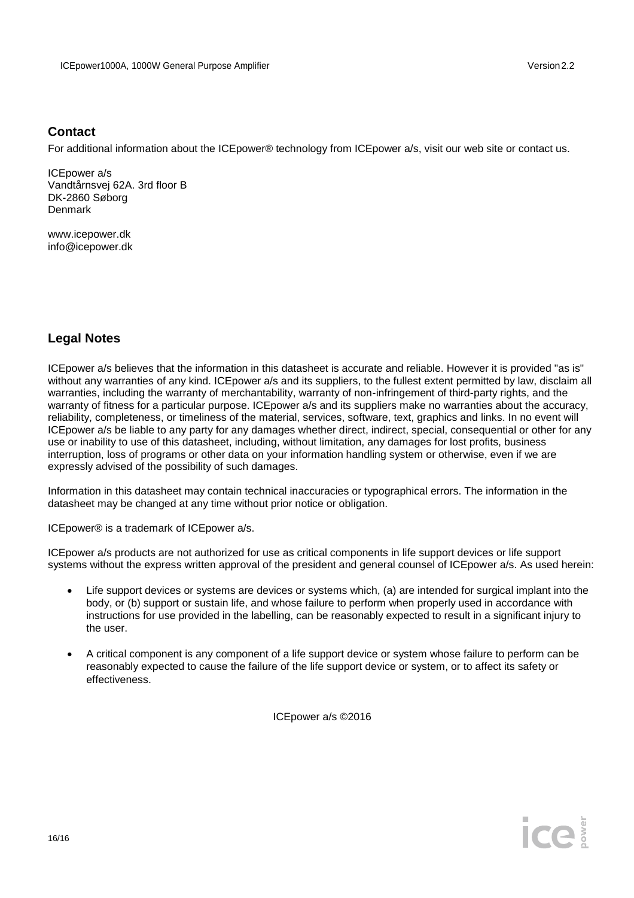## Contact

For additional information about the ICEpower® technology from ICEpower a/s, visit our web site or contact us.

ICEpower a/s
Vandtårnsvej 62A. 3rd floor B
DK-2860 Søborg
Denmark

www.icepower.dk
info@icepower.dk

## Legal Notes

ICEpower a/s believes that the information in this datasheet is accurate and reliable. However it is provided "as is" without any warranties of any kind. ICEpower a/s and its suppliers, to the fullest extent permitted by law, disclaim all warranties, including the warranty of merchantability, warranty of non-infringement of third-party rights, and the warranty of fitness for a particular purpose. ICEpower a/s and its suppliers make no warranties about the accuracy, reliability, completeness, or timeliness of the material, services, software, text, graphics and links. In no event will ICEpower a/s be liable to any party for any damages whether direct, indirect, special, consequential or other for any use or inability to use of this datasheet, including, without limitation, any damages for lost profits, business interruption, loss of programs or other data on your information handling system or otherwise, even if we are expressly advised of the possibility of such damages.

Information in this datasheet may contain technical inaccuracies or typographical errors. The information in the datasheet may be changed at any time without prior notice or obligation.

ICEpower® is a trademark of ICEpower a/s.

ICEpower a/s products are not authorized for use as critical components in life support devices or life support systems without the express written approval of the president and general counsel of ICEpower a/s. As used herein:

- Life support devices or systems are devices or systems which, (a) are intended for surgical implant into the body, or (b) support or sustain life, and whose failure to perform when properly used in accordance with instructions for use provided in the labelling, can be reasonably expected to result in a significant injury to the user.

- A critical component is any component of a life support device or system whose failure to perform can be reasonably expected to cause the failure of the life support device or system, or to affect its safety or effectiveness.

ICEpower a/s ©2016